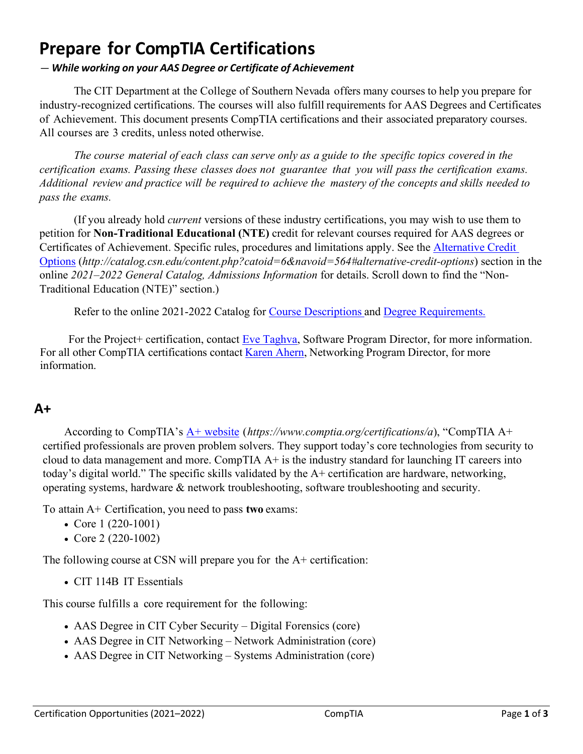# Prepare for CompTIA Certifications

*— While working on your AAS Degree or Certificate of Achievement*

The CIT Department at the College of Southern Nevada offers many courses to help you prepare for industry-recognized certifications. The courses will also fulfill requirements for AAS Degrees and Certificates of Achievement. This document presents CompTIA certifications and their associated preparatory courses. All courses are 3 credits, unless noted otherwise.

*The course material of each class can serve only as a guide to the specific topics covered in the certification exams. Passing these classes does not guarantee that you will pass the certification exams. Additional review and practice will be required to achieve the mastery of the concepts and skills needed to pass the exams.*

(If you already hold *current* versions of these industry certifications, you may wish to use them to petition for **Non-Traditional Educational (NTE)** credit for relevant courses required for AAS degrees or Certificates of Achievement. Specific rules, procedures and limitations apply. See the Alternative Credit Options (*http://catalog.csn.edu/content.php?catoid=6&navoid=564#alternative-credit-options*) section in the online *2021–2022 General Catalog, Admissions Information* for details. Scroll down to find the "Non-Traditional Education (NTE)" section.)

Refer to the online 2021-2022 Catalog for Course Descriptions and Degree Requirements.

For the Project+ certification, contact Eve Taghva, Software Program Director, for more information. For all other CompTIA certifications contact Karen Ahern, Networking Program Director, for more information.

## A+

According to CompTIA's A+ website (*https://www.comptia.org/certifications/a*), "CompTIA A+ certified professionals are proven problem solvers. They support today's core technologies from security to cloud to data management and more. CompTIA A+ is the industry standard for launching IT careers into today's digital world." The specific skills validated by the A+ certification are hardware, networking, operating systems, hardware & network troubleshooting, software troubleshooting and security.

To attain A+ Certification, you need to pass **two** exams:

- Core 1 (220-1001)
- Core 2 (220-1002)

The following course at CSN will prepare you for the A+ certification:

- CIT 114B IT Essentials

This course fulfills a core requirement for the following:

- AAS Degree in CIT Cyber Security – Digital Forensics (core)
- AAS Degree in CIT Networking – Network Administration (core)
- AAS Degree in CIT Networking – Systems Administration (core)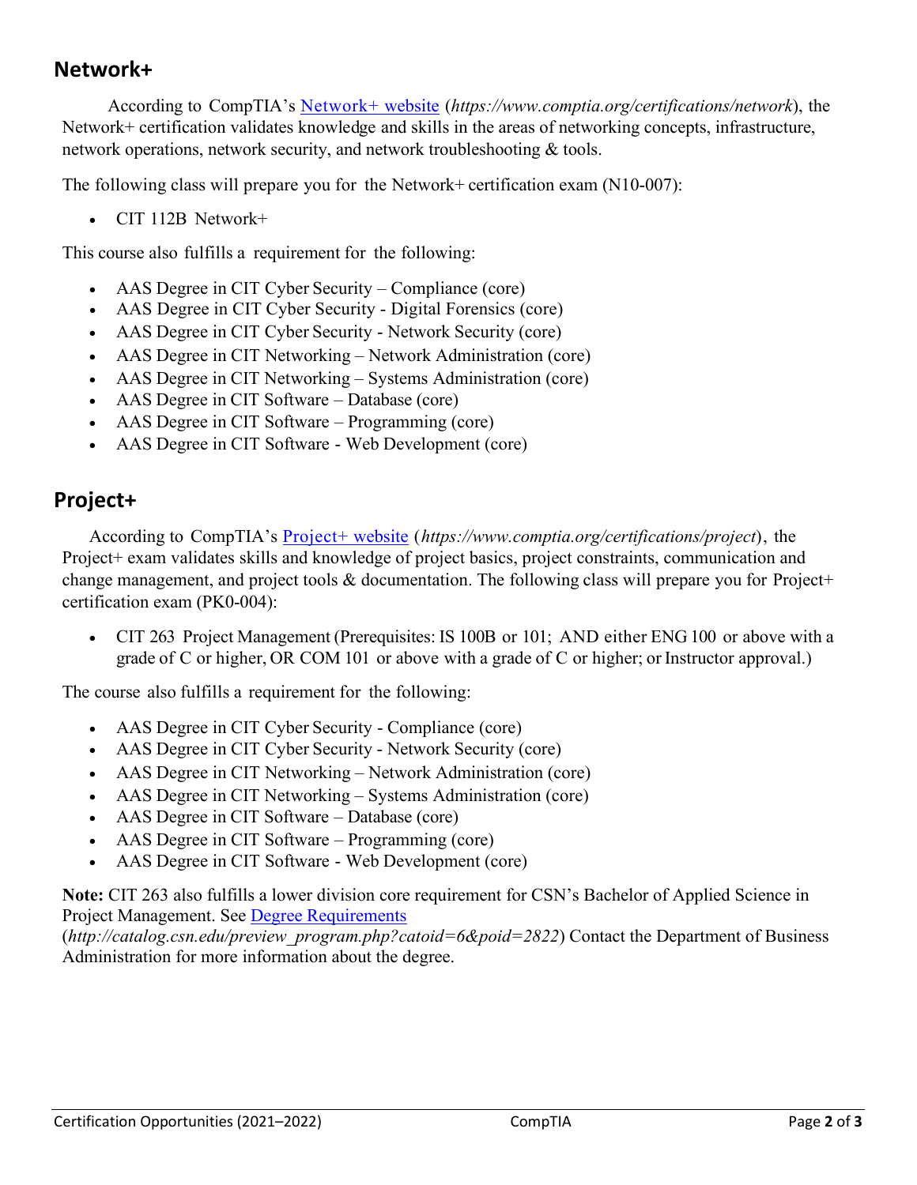## Network+

According to CompTIA's [Network+ website](https://www.comptia.org/certifications/network) (*https://www.comptia.org/certifications/network*), the Network+ certification validates knowledge and skills in the areas of networking concepts, infrastructure, network operations, network security, and network troubleshooting & tools.

The following class will prepare you for the Network+ certification exam (N10-007):

- CIT 112B Network+

This course also fulfills a requirement for the following:

- AAS Degree in CIT Cyber Security – Compliance (core)
- AAS Degree in CIT Cyber Security - Digital Forensics (core)
- AAS Degree in CIT Cyber Security - Network Security (core)
- AAS Degree in CIT Networking – Network Administration (core)
- AAS Degree in CIT Networking – Systems Administration (core)
- AAS Degree in CIT Software – Database (core)
- AAS Degree in CIT Software – Programming (core)
- AAS Degree in CIT Software - Web Development (core)

## Project+

According to CompTIA's [Project+ website](https://www.comptia.org/certifications/project) (*https://www.comptia.org/certifications/project*), the Project+ exam validates skills and knowledge of project basics, project constraints, communication and change management, and project tools & documentation. The following class will prepare you for Project+ certification exam (PK0-004):

- CIT 263 Project Management (Prerequisites: IS 100B or 101; AND either ENG 100 or above with a grade of C or higher, OR COM 101 or above with a grade of C or higher; or Instructor approval.)

The course also fulfills a requirement for the following:

- AAS Degree in CIT Cyber Security - Compliance (core)
- AAS Degree in CIT Cyber Security - Network Security (core)
- AAS Degree in CIT Networking – Network Administration (core)
- AAS Degree in CIT Networking – Systems Administration (core)
- AAS Degree in CIT Software – Database (core)
- AAS Degree in CIT Software – Programming (core)
- AAS Degree in CIT Software - Web Development (core)

**Note:** CIT 263 also fulfills a lower division core requirement for CSN's Bachelor of Applied Science in Project Management. See [Degree Requirements](http://catalog.csn.edu/preview_program.php?catoid=6&poid=2822) (*http://catalog.csn.edu/preview_program.php?catoid=6&poid=2822*) Contact the Department of Business Administration for more information about the degree.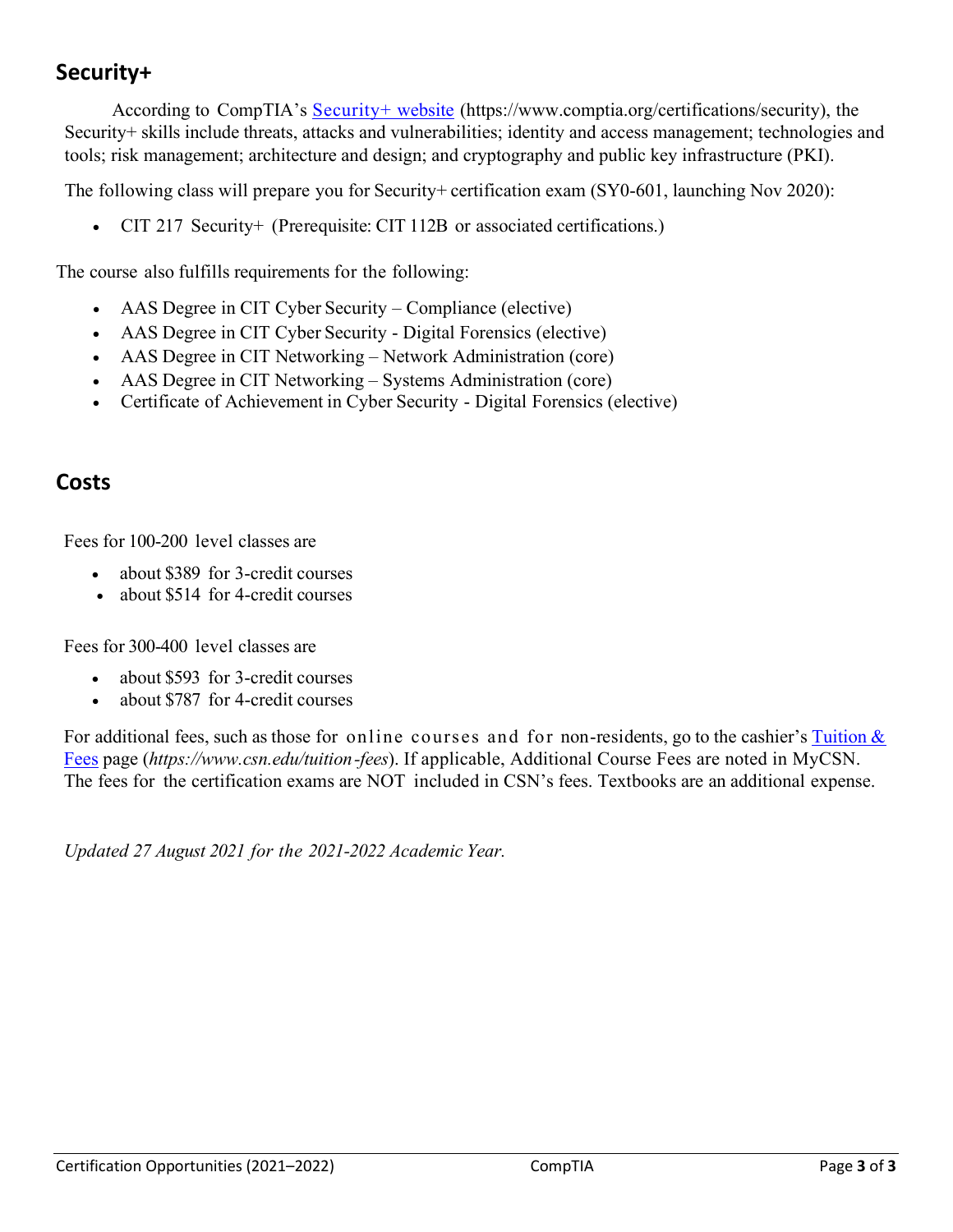## Security+

According to CompTIA's [Security+ website](https://www.comptia.org/certifications/security) (https://www.comptia.org/certifications/security), the Security+ skills include threats, attacks and vulnerabilities; identity and access management; technologies and tools; risk management; architecture and design; and cryptography and public key infrastructure (PKI).

The following class will prepare you for Security+ certification exam (SY0-601, launching Nov 2020):

- CIT 217 Security+ (Prerequisite: CIT 112B or associated certifications.)

The course also fulfills requirements for the following:

- AAS Degree in CIT Cyber Security – Compliance (elective)
- AAS Degree in CIT Cyber Security - Digital Forensics (elective)
- AAS Degree in CIT Networking – Network Administration (core)
- AAS Degree in CIT Networking – Systems Administration (core)
- Certificate of Achievement in Cyber Security - Digital Forensics (elective)

## Costs

Fees for 100-200 level classes are

- about $389 for 3-credit courses
- about $514 for 4-credit courses

Fees for 300-400 level classes are

- about $593 for 3-credit courses
- about $787 for 4-credit courses

For additional fees, such as those for online courses and for non-residents, go to the cashier's [Tuition & Fees](https://www.csn.edu/tuition-fees) page (*https://www.csn.edu/tuition-fees*). If applicable, Additional Course Fees are noted in MyCSN. The fees for the certification exams are NOT included in CSN's fees. Textbooks are an additional expense.

*Updated 27 August 2021 for the 2021-2022 Academic Year.*